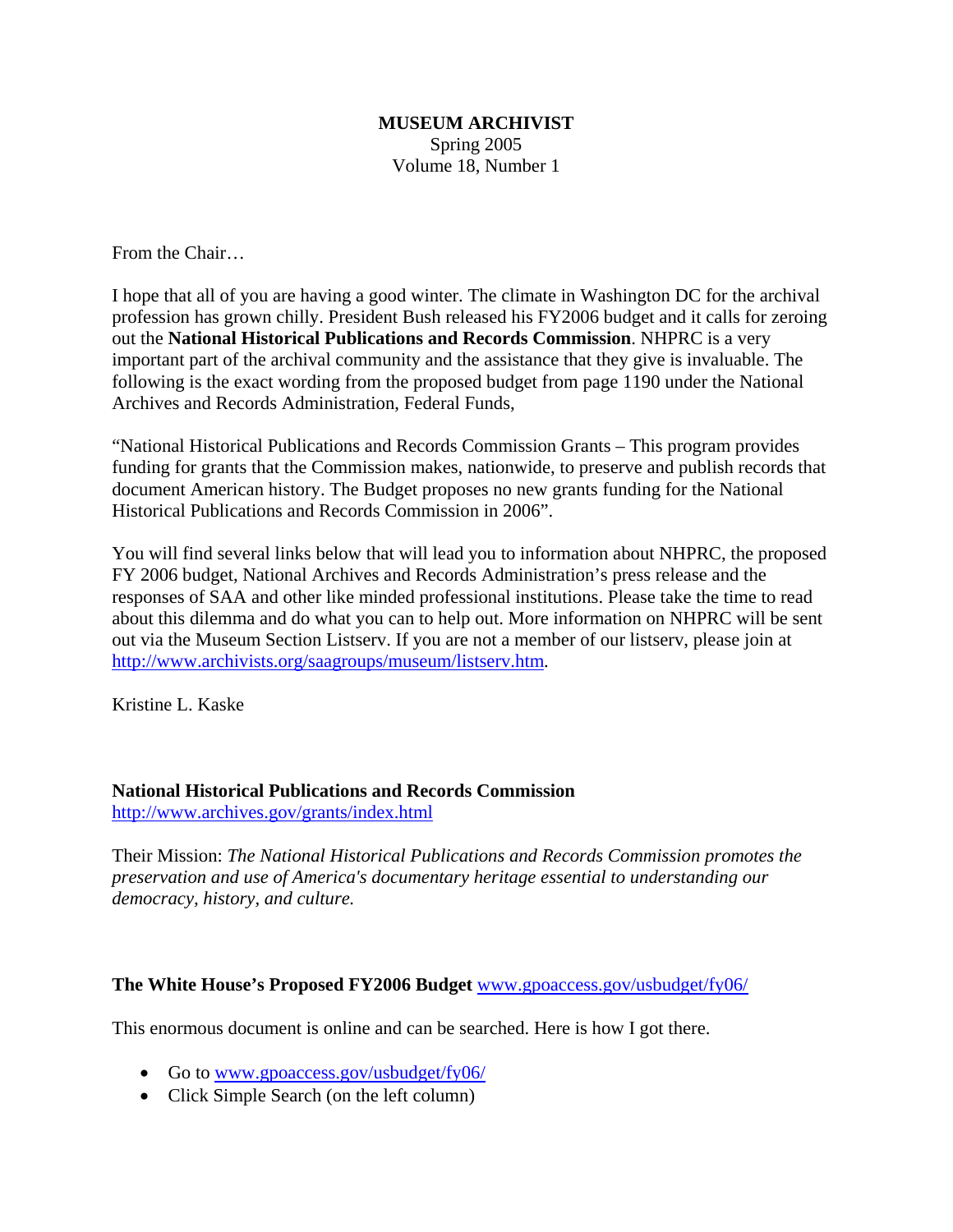# MUSEUM ARCHIVIST

Spring 2005
Volume 18, Number 1

From the Chair…

I hope that all of you are having a good winter. The climate in Washington DC for the archival profession has grown chilly. President Bush released his FY2006 budget and it calls for zeroing out the **National Historical Publications and Records Commission**. NHPRC is a very important part of the archival community and the assistance that they give is invaluable. The following is the exact wording from the proposed budget from page 1190 under the National Archives and Records Administration, Federal Funds,

"National Historical Publications and Records Commission Grants – This program provides funding for grants that the Commission makes, nationwide, to preserve and publish records that document American history. The Budget proposes no new grants funding for the National Historical Publications and Records Commission in 2006".

You will find several links below that will lead you to information about NHPRC, the proposed FY 2006 budget, National Archives and Records Administration's press release and the responses of SAA and other like minded professional institutions. Please take the time to read about this dilemma and do what you can to help out. More information on NHPRC will be sent out via the Museum Section Listserv. If you are not a member of our listserv, please join at http://www.archivists.org/saagroups/museum/listserv.htm.

Kristine L. Kaske

**National Historical Publications and Records Commission**
http://www.archives.gov/grants/index.html

Their Mission: *The National Historical Publications and Records Commission promotes the preservation and use of America's documentary heritage essential to understanding our democracy, history, and culture.*

**The White House's Proposed FY2006 Budget** www.gpoaccess.gov/usbudget/fy06/

This enormous document is online and can be searched. Here is how I got there.

- Go to www.gpoaccess.gov/usbudget/fy06/
- Click Simple Search (on the left column)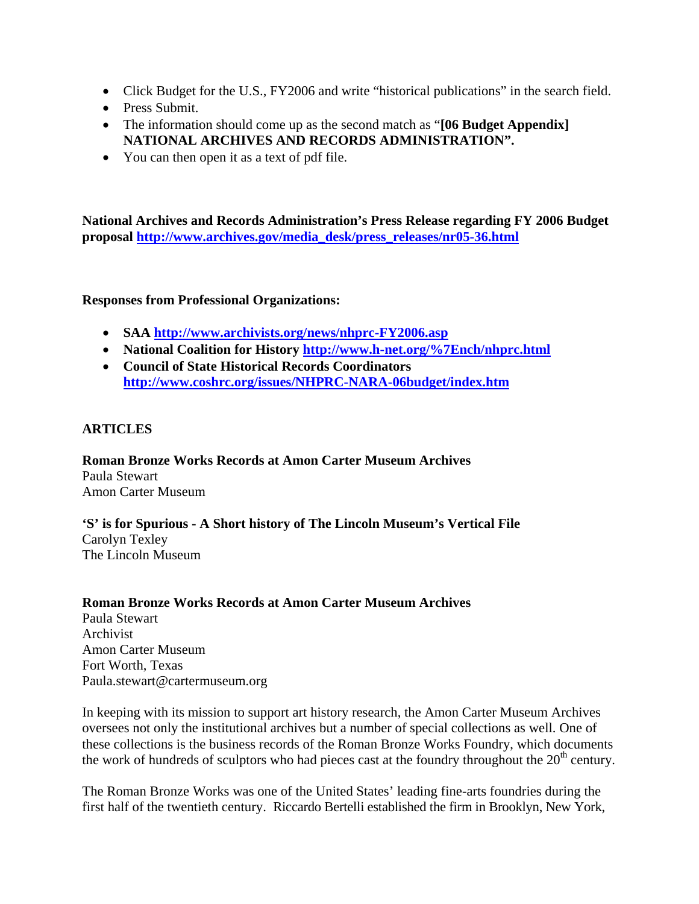- Click Budget for the U.S., FY2006 and write "historical publications" in the search field.
- Press Submit.
- The information should come up as the second match as "**[06 Budget Appendix] NATIONAL ARCHIVES AND RECORDS ADMINISTRATION".**
- You can then open it as a text of pdf file.

**National Archives and Records Administration's Press Release regarding FY 2006 Budget proposal [http://www.archives.gov/media_desk/press_releases/nr05-36.html](http://www.archives.gov/media_desk/press_releases/nr05-36.html)**

**Responses from Professional Organizations:**

- **SAA [http://www.archivists.org/news/nhprc-FY2006.asp](http://www.archivists.org/news/nhprc-FY2006.asp)**
- **National Coalition for History [http://www.h-net.org/%7Ench/nhprc.html](http://www.h-net.org/%7Ench/nhprc.html)**
- **Council of State Historical Records Coordinators [http://www.coshrc.org/issues/NHPRC-NARA-06budget/index.htm](http://www.coshrc.org/issues/NHPRC-NARA-06budget/index.htm)**

**ARTICLES**

**Roman Bronze Works Records at Amon Carter Museum Archives**
Paula Stewart
Amon Carter Museum

**'S' is for Spurious - A Short history of The Lincoln Museum's Vertical File**
Carolyn Texley
The Lincoln Museum

**Roman Bronze Works Records at Amon Carter Museum Archives**
Paula Stewart
Archivist
Amon Carter Museum
Fort Worth, Texas
Paula.stewart@cartermuseum.org

In keeping with its mission to support art history research, the Amon Carter Museum Archives oversees not only the institutional archives but a number of special collections as well. One of these collections is the business records of the Roman Bronze Works Foundry, which documents the work of hundreds of sculptors who had pieces cast at the foundry throughout the 20th century.

The Roman Bronze Works was one of the United States' leading fine-arts foundries during the first half of the twentieth century. Riccardo Bertelli established the firm in Brooklyn, New York,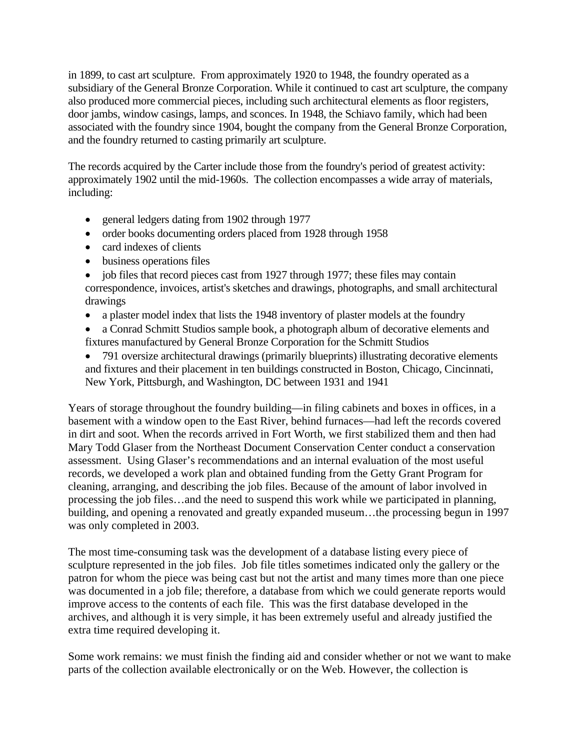in 1899, to cast art sculpture. From approximately 1920 to 1948, the foundry operated as a subsidiary of the General Bronze Corporation. While it continued to cast art sculpture, the company also produced more commercial pieces, including such architectural elements as floor registers, door jambs, window casings, lamps, and sconces. In 1948, the Schiavo family, which had been associated with the foundry since 1904, bought the company from the General Bronze Corporation, and the foundry returned to casting primarily art sculpture.

The records acquired by the Carter include those from the foundry's period of greatest activity: approximately 1902 until the mid-1960s. The collection encompasses a wide array of materials, including:

- general ledgers dating from 1902 through 1977
- order books documenting orders placed from 1928 through 1958
- card indexes of clients
- business operations files
- job files that record pieces cast from 1927 through 1977; these files may contain correspondence, invoices, artist's sketches and drawings, photographs, and small architectural drawings
- a plaster model index that lists the 1948 inventory of plaster models at the foundry
- a Conrad Schmitt Studios sample book, a photograph album of decorative elements and fixtures manufactured by General Bronze Corporation for the Schmitt Studios
- 791 oversize architectural drawings (primarily blueprints) illustrating decorative elements and fixtures and their placement in ten buildings constructed in Boston, Chicago, Cincinnati, New York, Pittsburgh, and Washington, DC between 1931 and 1941

Years of storage throughout the foundry building—in filing cabinets and boxes in offices, in a basement with a window open to the East River, behind furnaces—had left the records covered in dirt and soot. When the records arrived in Fort Worth, we first stabilized them and then had Mary Todd Glaser from the Northeast Document Conservation Center conduct a conservation assessment. Using Glaser's recommendations and an internal evaluation of the most useful records, we developed a work plan and obtained funding from the Getty Grant Program for cleaning, arranging, and describing the job files. Because of the amount of labor involved in processing the job files…and the need to suspend this work while we participated in planning, building, and opening a renovated and greatly expanded museum…the processing begun in 1997 was only completed in 2003.

The most time-consuming task was the development of a database listing every piece of sculpture represented in the job files. Job file titles sometimes indicated only the gallery or the patron for whom the piece was being cast but not the artist and many times more than one piece was documented in a job file; therefore, a database from which we could generate reports would improve access to the contents of each file. This was the first database developed in the archives, and although it is very simple, it has been extremely useful and already justified the extra time required developing it.

Some work remains: we must finish the finding aid and consider whether or not we want to make parts of the collection available electronically or on the Web. However, the collection is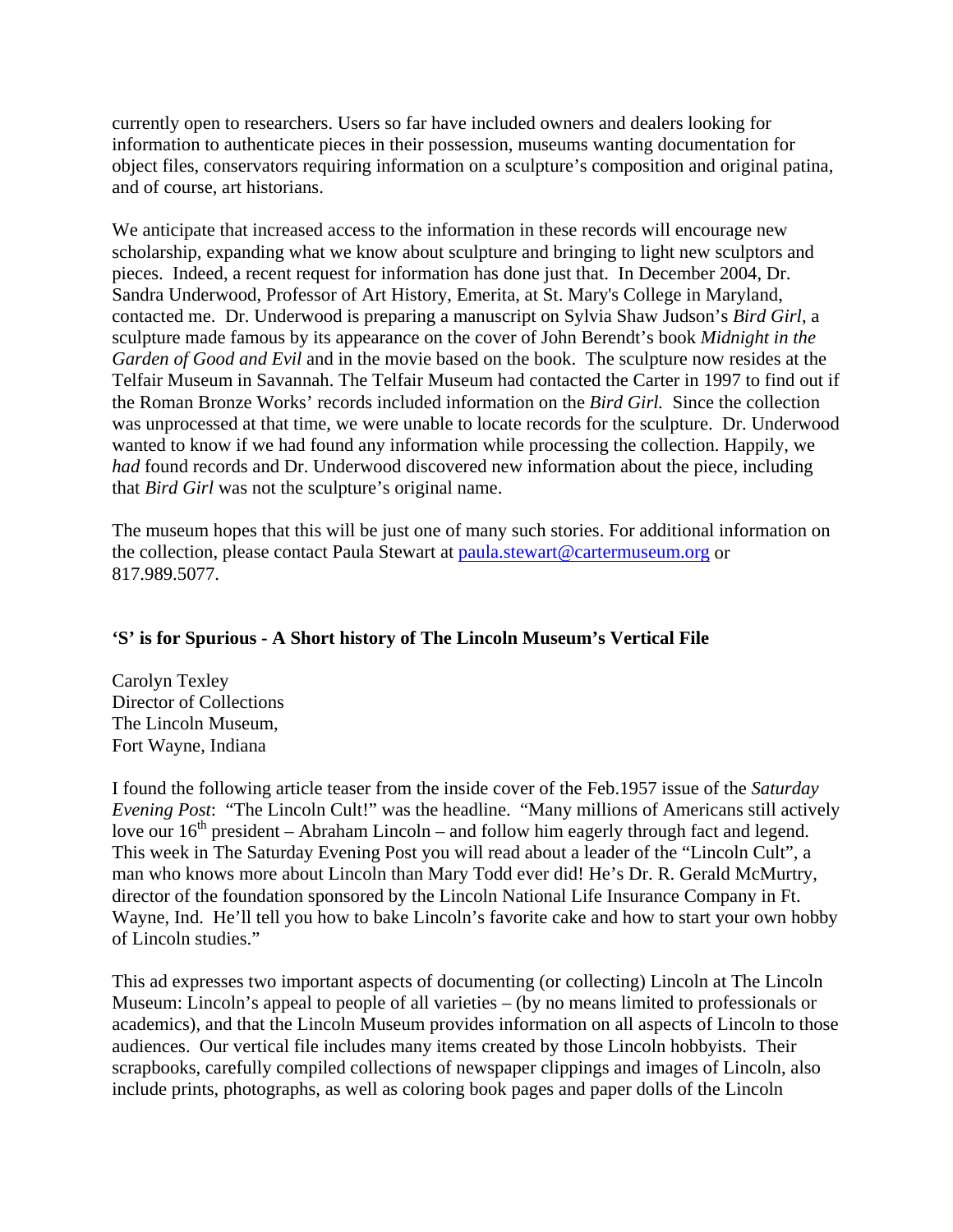currently open to researchers. Users so far have included owners and dealers looking for information to authenticate pieces in their possession, museums wanting documentation for object files, conservators requiring information on a sculpture's composition and original patina, and of course, art historians.

We anticipate that increased access to the information in these records will encourage new scholarship, expanding what we know about sculpture and bringing to light new sculptors and pieces. Indeed, a recent request for information has done just that. In December 2004, Dr. Sandra Underwood, Professor of Art History, Emerita, at St. Mary's College in Maryland, contacted me. Dr. Underwood is preparing a manuscript on Sylvia Shaw Judson's *Bird Girl*, a sculpture made famous by its appearance on the cover of John Berendt's book *Midnight in the Garden of Good and Evil* and in the movie based on the book. The sculpture now resides at the Telfair Museum in Savannah. The Telfair Museum had contacted the Carter in 1997 to find out if the Roman Bronze Works' records included information on the *Bird Girl.* Since the collection was unprocessed at that time, we were unable to locate records for the sculpture. Dr. Underwood wanted to know if we had found any information while processing the collection. Happily, we *had* found records and Dr. Underwood discovered new information about the piece, including that *Bird Girl* was not the sculpture's original name.

The museum hopes that this will be just one of many such stories. For additional information on the collection, please contact Paula Stewart at paula.stewart@cartermuseum.org or 817.989.5077.

**'S' is for Spurious - A Short history of The Lincoln Museum's Vertical File**

Carolyn Texley
Director of Collections
The Lincoln Museum,
Fort Wayne, Indiana

I found the following article teaser from the inside cover of the Feb.1957 issue of the *Saturday Evening Post*: "The Lincoln Cult!" was the headline. "Many millions of Americans still actively love our 16th president – Abraham Lincoln – and follow him eagerly through fact and legend. This week in The Saturday Evening Post you will read about a leader of the "Lincoln Cult", a man who knows more about Lincoln than Mary Todd ever did! He's Dr. R. Gerald McMurtry, director of the foundation sponsored by the Lincoln National Life Insurance Company in Ft. Wayne, Ind. He'll tell you how to bake Lincoln's favorite cake and how to start your own hobby of Lincoln studies."

This ad expresses two important aspects of documenting (or collecting) Lincoln at The Lincoln Museum: Lincoln's appeal to people of all varieties – (by no means limited to professionals or academics), and that the Lincoln Museum provides information on all aspects of Lincoln to those audiences. Our vertical file includes many items created by those Lincoln hobbyists. Their scrapbooks, carefully compiled collections of newspaper clippings and images of Lincoln, also include prints, photographs, as well as coloring book pages and paper dolls of the Lincoln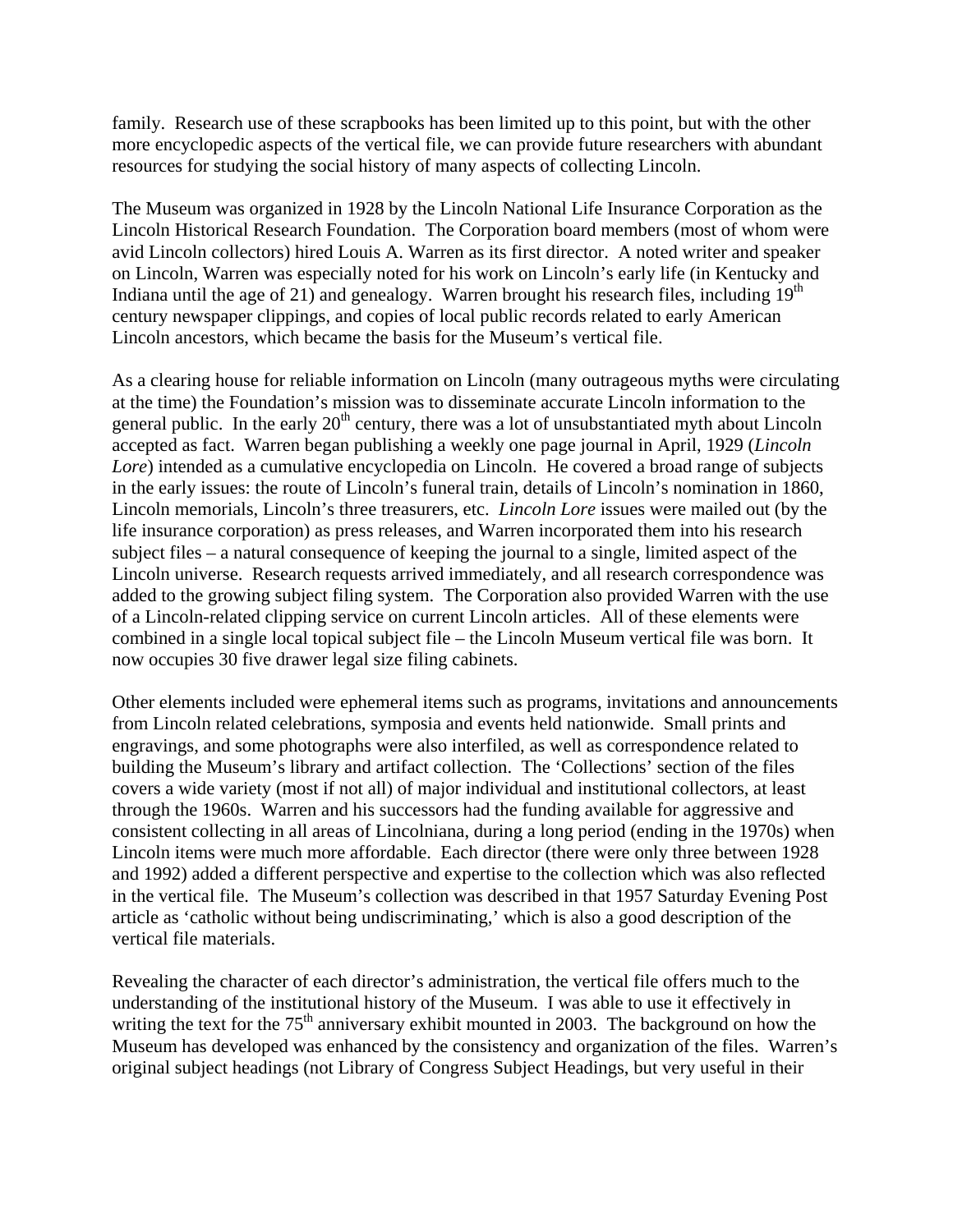family. Research use of these scrapbooks has been limited up to this point, but with the other more encyclopedic aspects of the vertical file, we can provide future researchers with abundant resources for studying the social history of many aspects of collecting Lincoln.

The Museum was organized in 1928 by the Lincoln National Life Insurance Corporation as the Lincoln Historical Research Foundation. The Corporation board members (most of whom were avid Lincoln collectors) hired Louis A. Warren as its first director. A noted writer and speaker on Lincoln, Warren was especially noted for his work on Lincoln's early life (in Kentucky and Indiana until the age of 21) and genealogy. Warren brought his research files, including 19th century newspaper clippings, and copies of local public records related to early American Lincoln ancestors, which became the basis for the Museum's vertical file.

As a clearing house for reliable information on Lincoln (many outrageous myths were circulating at the time) the Foundation's mission was to disseminate accurate Lincoln information to the general public. In the early 20th century, there was a lot of unsubstantiated myth about Lincoln accepted as fact. Warren began publishing a weekly one page journal in April, 1929 (*Lincoln Lore*) intended as a cumulative encyclopedia on Lincoln. He covered a broad range of subjects in the early issues: the route of Lincoln's funeral train, details of Lincoln's nomination in 1860, Lincoln memorials, Lincoln's three treasurers, etc. *Lincoln Lore* issues were mailed out (by the life insurance corporation) as press releases, and Warren incorporated them into his research subject files – a natural consequence of keeping the journal to a single, limited aspect of the Lincoln universe. Research requests arrived immediately, and all research correspondence was added to the growing subject filing system. The Corporation also provided Warren with the use of a Lincoln-related clipping service on current Lincoln articles. All of these elements were combined in a single local topical subject file – the Lincoln Museum vertical file was born. It now occupies 30 five drawer legal size filing cabinets.

Other elements included were ephemeral items such as programs, invitations and announcements from Lincoln related celebrations, symposia and events held nationwide. Small prints and engravings, and some photographs were also interfiled, as well as correspondence related to building the Museum's library and artifact collection. The 'Collections' section of the files covers a wide variety (most if not all) of major individual and institutional collectors, at least through the 1960s. Warren and his successors had the funding available for aggressive and consistent collecting in all areas of Lincolniana, during a long period (ending in the 1970s) when Lincoln items were much more affordable. Each director (there were only three between 1928 and 1992) added a different perspective and expertise to the collection which was also reflected in the vertical file. The Museum's collection was described in that 1957 Saturday Evening Post article as 'catholic without being undiscriminating,' which is also a good description of the vertical file materials.

Revealing the character of each director's administration, the vertical file offers much to the understanding of the institutional history of the Museum. I was able to use it effectively in writing the text for the 75th anniversary exhibit mounted in 2003. The background on how the Museum has developed was enhanced by the consistency and organization of the files. Warren's original subject headings (not Library of Congress Subject Headings, but very useful in their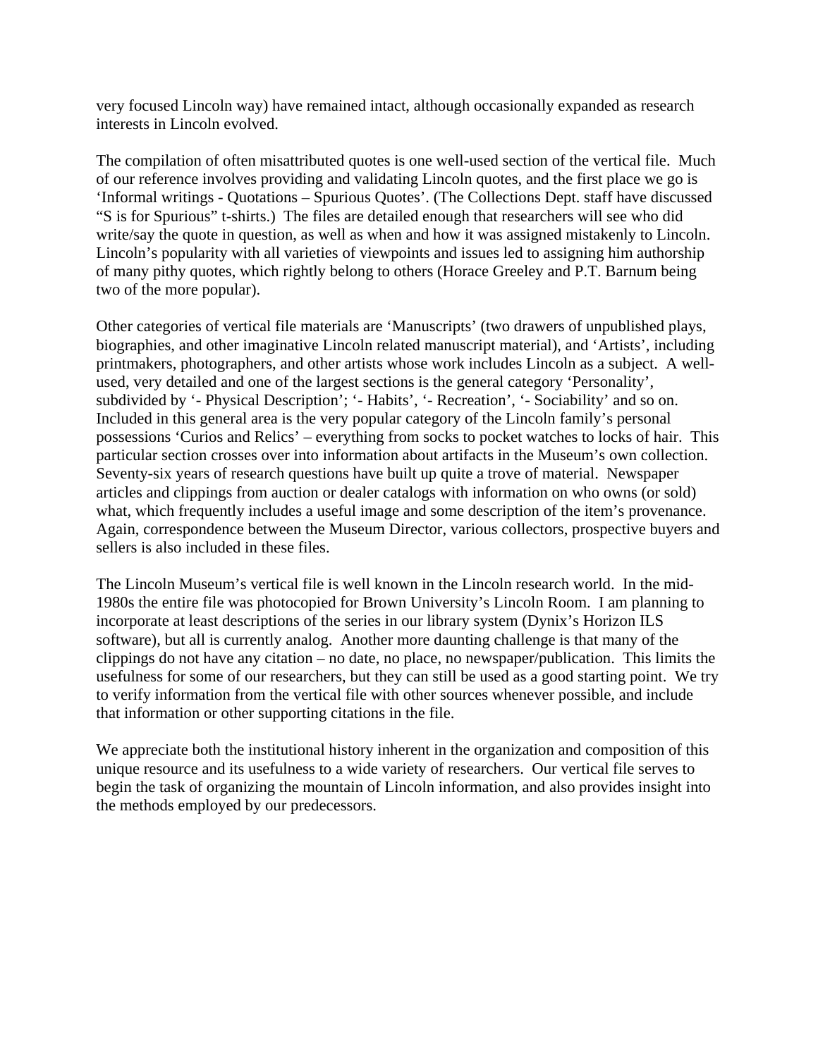very focused Lincoln way) have remained intact, although occasionally expanded as research interests in Lincoln evolved.

The compilation of often misattributed quotes is one well-used section of the vertical file. Much of our reference involves providing and validating Lincoln quotes, and the first place we go is 'Informal writings - Quotations – Spurious Quotes'. (The Collections Dept. staff have discussed "S is for Spurious" t-shirts.) The files are detailed enough that researchers will see who did write/say the quote in question, as well as when and how it was assigned mistakenly to Lincoln. Lincoln's popularity with all varieties of viewpoints and issues led to assigning him authorship of many pithy quotes, which rightly belong to others (Horace Greeley and P.T. Barnum being two of the more popular).

Other categories of vertical file materials are 'Manuscripts' (two drawers of unpublished plays, biographies, and other imaginative Lincoln related manuscript material), and 'Artists', including printmakers, photographers, and other artists whose work includes Lincoln as a subject. A well-used, very detailed and one of the largest sections is the general category 'Personality', subdivided by '- Physical Description'; '- Habits', '- Recreation', '- Sociability' and so on. Included in this general area is the very popular category of the Lincoln family's personal possessions 'Curios and Relics' – everything from socks to pocket watches to locks of hair. This particular section crosses over into information about artifacts in the Museum's own collection. Seventy-six years of research questions have built up quite a trove of material. Newspaper articles and clippings from auction or dealer catalogs with information on who owns (or sold) what, which frequently includes a useful image and some description of the item's provenance. Again, correspondence between the Museum Director, various collectors, prospective buyers and sellers is also included in these files.

The Lincoln Museum's vertical file is well known in the Lincoln research world. In the mid-1980s the entire file was photocopied for Brown University's Lincoln Room. I am planning to incorporate at least descriptions of the series in our library system (Dynix's Horizon ILS software), but all is currently analog. Another more daunting challenge is that many of the clippings do not have any citation – no date, no place, no newspaper/publication. This limits the usefulness for some of our researchers, but they can still be used as a good starting point. We try to verify information from the vertical file with other sources whenever possible, and include that information or other supporting citations in the file.

We appreciate both the institutional history inherent in the organization and composition of this unique resource and its usefulness to a wide variety of researchers. Our vertical file serves to begin the task of organizing the mountain of Lincoln information, and also provides insight into the methods employed by our predecessors.